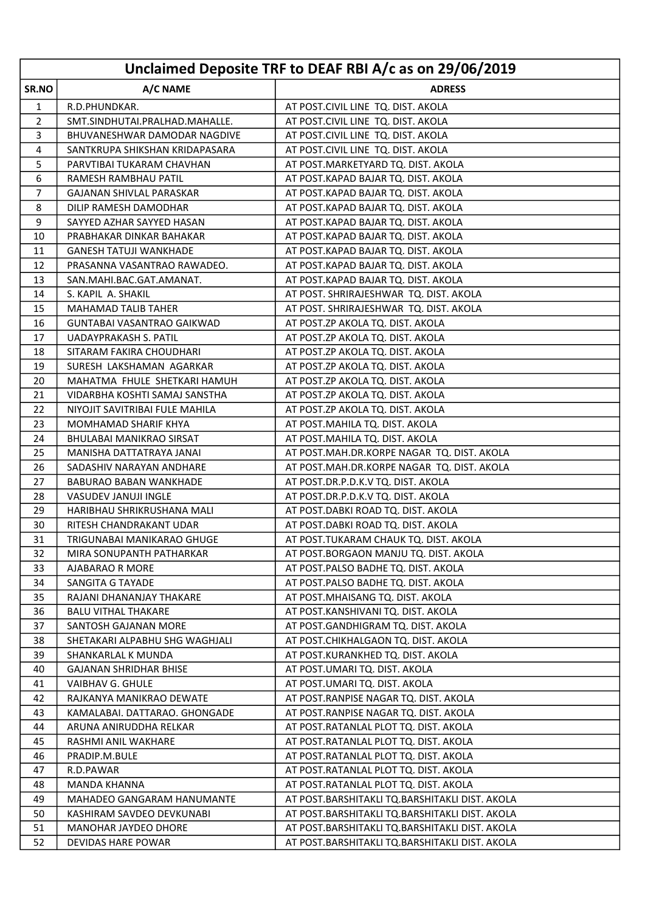# Unclaimed Deposite TRF to DEAF RBI A/c as on 29/06/2019

| SR.NO | A/C NAME | ADRESS |
|---|---|---|
| 1 | R.D.PHUNDKAR. | AT POST.CIVIL LINE TQ. DIST. AKOLA |
| 2 | SMT.SINDHUTAI.PRALHAD.MAHALLE. | AT POST.CIVIL LINE TQ. DIST. AKOLA |
| 3 | BHUVANESHWAR DAMODAR NAGDIVE | AT POST.CIVIL LINE TQ. DIST. AKOLA |
| 4 | SANTKRUPA SHIKSHAN KRIDAPASARA | AT POST.CIVIL LINE TQ. DIST. AKOLA |
| 5 | PARVTIBAI TUKARAM CHAVHAN | AT POST.MARKETYARD TQ. DIST. AKOLA |
| 6 | RAMESH RAMBHAU PATIL | AT POST.KAPAD BAJAR TQ. DIST. AKOLA |
| 7 | GAJANAN SHIVLAL PARASKAR | AT POST.KAPAD BAJAR TQ. DIST. AKOLA |
| 8 | DILIP RAMESH DAMODHAR | AT POST.KAPAD BAJAR TQ. DIST. AKOLA |
| 9 | SAYYED AZHAR SAYYED HASAN | AT POST.KAPAD BAJAR TQ. DIST. AKOLA |
| 10 | PRABHAKAR DINKAR BAHAKAR | AT POST.KAPAD BAJAR TQ. DIST. AKOLA |
| 11 | GANESH TATUJI WANKHADE | AT POST.KAPAD BAJAR TQ. DIST. AKOLA |
| 12 | PRASANNA VASANTRAO RAWADEO. | AT POST.KAPAD BAJAR TQ. DIST. AKOLA |
| 13 | SAN.MAHI.BAC.GAT.AMANAT. | AT POST.KAPAD BAJAR TQ. DIST. AKOLA |
| 14 | S. KAPIL A. SHAKIL | AT POST. SHRIRAJESHWAR TQ. DIST. AKOLA |
| 15 | MAHAMAD TALIB TAHER | AT POST. SHRIRAJESHWAR TQ. DIST. AKOLA |
| 16 | GUNTABAI VASANTRAO GAIKWAD | AT POST.ZP AKOLA TQ. DIST. AKOLA |
| 17 | UADAYPRAKASH S. PATIL | AT POST.ZP AKOLA TQ. DIST. AKOLA |
| 18 | SITARAM FAKIRA CHOUDHARI | AT POST.ZP AKOLA TQ. DIST. AKOLA |
| 19 | SURESH LAKSHAMAN AGARKAR | AT POST.ZP AKOLA TQ. DIST. AKOLA |
| 20 | MAHATMA FHULE SHETKARI HAMUH | AT POST.ZP AKOLA TQ. DIST. AKOLA |
| 21 | VIDARBHA KOSHTI SAMAJ SANSTHA | AT POST.ZP AKOLA TQ. DIST. AKOLA |
| 22 | NIYOJIT SAVITRIBAI FULE MAHILA | AT POST.ZP AKOLA TQ. DIST. AKOLA |
| 23 | MOMHAMAD SHARIF KHYA | AT POST.MAHILA TQ. DIST. AKOLA |
| 24 | BHULABAI MANIKRAO SIRSAT | AT POST.MAHILA TQ. DIST. AKOLA |
| 25 | MANISHA DATTATRAYA JANAI | AT POST.MAH.DR.KORPE NAGAR TQ. DIST. AKOLA |
| 26 | SADASHIV NARAYAN ANDHARE | AT POST.MAH.DR.KORPE NAGAR TQ. DIST. AKOLA |
| 27 | BABURAO BABAN WANKHADE | AT POST.DR.P.D.K.V TQ. DIST. AKOLA |
| 28 | VASUDEV JANUJI INGLE | AT POST.DR.P.D.K.V TQ. DIST. AKOLA |
| 29 | HARIBHAU SHRIKRUSHANA MALI | AT POST.DABKI ROAD TQ. DIST. AKOLA |
| 30 | RITESH CHANDRAKANT UDAR | AT POST.DABKI ROAD TQ. DIST. AKOLA |
| 31 | TRIGUNABAI MANIKARAO GHUGE | AT POST.TUKARAM CHAUK TQ. DIST. AKOLA |
| 32 | MIRA SONUPANTH PATHARKAR | AT POST.BORGAON MANJU TQ. DIST. AKOLA |
| 33 | AJABARAO R MORE | AT POST.PALSO BADHE TQ. DIST. AKOLA |
| 34 | SANGITA G TAYADE | AT POST.PALSO BADHE TQ. DIST. AKOLA |
| 35 | RAJANI DHANANJAY THAKARE | AT POST.MHAISANG TQ. DIST. AKOLA |
| 36 | BALU VITHAL THAKARE | AT POST.KANSHIVANI TQ. DIST. AKOLA |
| 37 | SANTOSH GAJANAN MORE | AT POST.GANDHIGRAM TQ. DIST. AKOLA |
| 38 | SHETAKARI ALPABHU SHG WAGHJALI | AT POST.CHIKHALGAON TQ. DIST. AKOLA |
| 39 | SHANKARLAL K MUNDA | AT POST.KURANKHED TQ. DIST. AKOLA |
| 40 | GAJANAN SHRIDHAR BHISE | AT POST.UMARI TQ. DIST. AKOLA |
| 41 | VAIBHAV G. GHULE | AT POST.UMARI TQ. DIST. AKOLA |
| 42 | RAJKANYA MANIKRAO DEWATE | AT POST.RANPISE NAGAR TQ. DIST. AKOLA |
| 43 | KAMALABAI. DATTARAO. GHONGADE | AT POST.RANPISE NAGAR TQ. DIST. AKOLA |
| 44 | ARUNA ANIRUDDHA RELKAR | AT POST.RATANLAL PLOT TQ. DIST. AKOLA |
| 45 | RASHMI ANIL WAKHARE | AT POST.RATANLAL PLOT TQ. DIST. AKOLA |
| 46 | PRADIP.M.BULE | AT POST.RATANLAL PLOT TQ. DIST. AKOLA |
| 47 | R.D.PAWAR | AT POST.RATANLAL PLOT TQ. DIST. AKOLA |
| 48 | MANDA KHANNA | AT POST.RATANLAL PLOT TQ. DIST. AKOLA |
| 49 | MAHADEO GANGARAM HANUMANTE | AT POST.BARSHITAKLI TQ.BARSHITAKLI DIST. AKOLA |
| 50 | KASHIRAM SAVDEO DEVKUNABI | AT POST.BARSHITAKLI TQ.BARSHITAKLI DIST. AKOLA |
| 51 | MANOHAR JAYDEO DHORE | AT POST.BARSHITAKLI TQ.BARSHITAKLI DIST. AKOLA |
| 52 | DEVIDAS HARE POWAR | AT POST.BARSHITAKLI TQ.BARSHITAKLI DIST. AKOLA |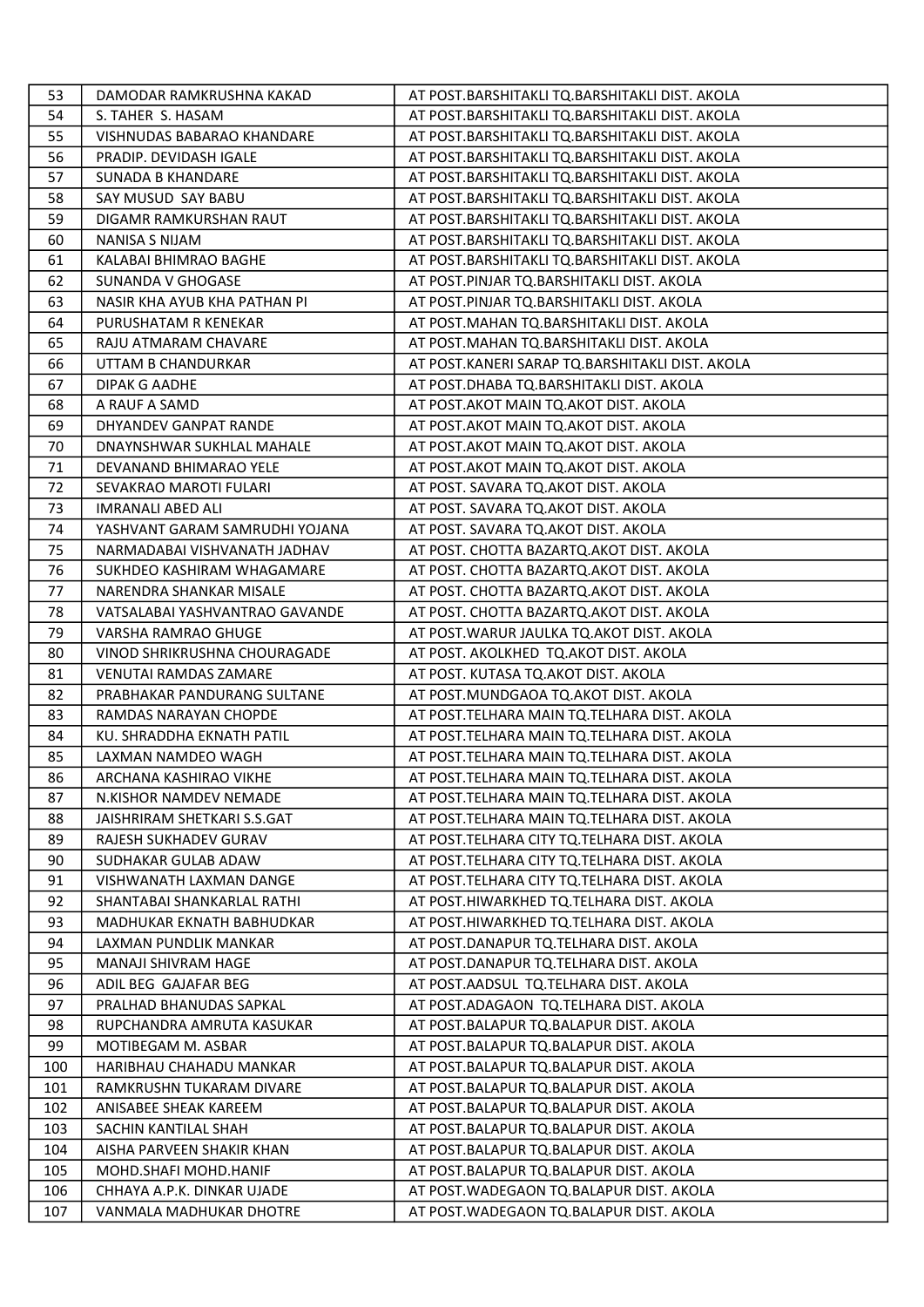| 53 | DAMODAR RAMKRUSHNA KAKAD | AT POST.BARSHITAKLI TQ.BARSHITAKLI DIST. AKOLA |
|---|---|---|
| 54 | S. TAHER S. HASAM | AT POST.BARSHITAKLI TQ.BARSHITAKLI DIST. AKOLA |
| 55 | VISHNUDAS BABARAO KHANDARE | AT POST.BARSHITAKLI TQ.BARSHITAKLI DIST. AKOLA |
| 56 | PRADIP. DEVIDASH IGALE | AT POST.BARSHITAKLI TQ.BARSHITAKLI DIST. AKOLA |
| 57 | SUNADA B KHANDARE | AT POST.BARSHITAKLI TQ.BARSHITAKLI DIST. AKOLA |
| 58 | SAY MUSUD SAY BABU | AT POST.BARSHITAKLI TQ.BARSHITAKLI DIST. AKOLA |
| 59 | DIGAMR RAMKURSHAN RAUT | AT POST.BARSHITAKLI TQ.BARSHITAKLI DIST. AKOLA |
| 60 | NANISA S NIJAM | AT POST.BARSHITAKLI TQ.BARSHITAKLI DIST. AKOLA |
| 61 | KALABAI BHIMRAO BAGHE | AT POST.BARSHITAKLI TQ.BARSHITAKLI DIST. AKOLA |
| 62 | SUNANDA V GHOGASE | AT POST.PINJAR TQ.BARSHITAKLI DIST. AKOLA |
| 63 | NASIR KHA AYUB KHA PATHAN PI | AT POST.PINJAR TQ.BARSHITAKLI DIST. AKOLA |
| 64 | PURUSHATAM R KENEKAR | AT POST.MAHAN TQ.BARSHITAKLI DIST. AKOLA |
| 65 | RAJU ATMARAM CHAVARE | AT POST.MAHAN TQ.BARSHITAKLI DIST. AKOLA |
| 66 | UTTAM B CHANDURKAR | AT POST.KANERI SARAP TQ.BARSHITAKLI DIST. AKOLA |
| 67 | DIPAK G AADHE | AT POST.DHABA TQ.BARSHITAKLI DIST. AKOLA |
| 68 | A RAUF A SAMD | AT POST.AKOT MAIN TQ.AKOT DIST. AKOLA |
| 69 | DHYANDEV GANPAT RANDE | AT POST.AKOT MAIN TQ.AKOT DIST. AKOLA |
| 70 | DNAYNSHWAR SUKHLAL MAHALE | AT POST.AKOT MAIN TQ.AKOT DIST. AKOLA |
| 71 | DEVANAND BHIMARAO YELE | AT POST.AKOT MAIN TQ.AKOT DIST. AKOLA |
| 72 | SEVAKRAO MAROTI FULARI | AT POST. SAVARA TQ.AKOT DIST. AKOLA |
| 73 | IMRANALI ABED ALI | AT POST. SAVARA TQ.AKOT DIST. AKOLA |
| 74 | YASHVANT GARAM SAMRUDHI YOJANA | AT POST. SAVARA TQ.AKOT DIST. AKOLA |
| 75 | NARMADABAI VISHVANATH JADHAV | AT POST. CHOTTA BAZARTQ.AKOT DIST. AKOLA |
| 76 | SUKHDEO KASHIRAM WHAGAMARE | AT POST. CHOTTA BAZARTQ.AKOT DIST. AKOLA |
| 77 | NARENDRA SHANKAR MISALE | AT POST. CHOTTA BAZARTQ.AKOT DIST. AKOLA |
| 78 | VATSALABAI YASHVANTRAO GAVANDE | AT POST. CHOTTA BAZARTQ.AKOT DIST. AKOLA |
| 79 | VARSHA RAMRAO GHUGE | AT POST.WARUR JAULKA TQ.AKOT DIST. AKOLA |
| 80 | VINOD SHRIKRUSHNA CHOURAGADE | AT POST. AKOLKHED TQ.AKOT DIST. AKOLA |
| 81 | VENUTAI RAMDAS ZAMARE | AT POST. KUTASA TQ.AKOT DIST. AKOLA |
| 82 | PRABHAKAR PANDURANG SULTANE | AT POST.MUNDGAOA TQ.AKOT DIST. AKOLA |
| 83 | RAMDAS NARAYAN CHOPDE | AT POST.TELHARA MAIN TQ.TELHARA DIST. AKOLA |
| 84 | KU. SHRADDHA EKNATH PATIL | AT POST.TELHARA MAIN TQ.TELHARA DIST. AKOLA |
| 85 | LAXMAN NAMDEO WAGH | AT POST.TELHARA MAIN TQ.TELHARA DIST. AKOLA |
| 86 | ARCHANA KASHIRAO VIKHE | AT POST.TELHARA MAIN TQ.TELHARA DIST. AKOLA |
| 87 | N.KISHOR NAMDEV NEMADE | AT POST.TELHARA MAIN TQ.TELHARA DIST. AKOLA |
| 88 | JAISHRIRAM SHETKARI S.S.GAT | AT POST.TELHARA MAIN TQ.TELHARA DIST. AKOLA |
| 89 | RAJESH SUKHADEV GURAV | AT POST.TELHARA CITY TQ.TELHARA DIST. AKOLA |
| 90 | SUDHAKAR GULAB ADAW | AT POST.TELHARA CITY TQ.TELHARA DIST. AKOLA |
| 91 | VISHWANATH LAXMAN DANGE | AT POST.TELHARA CITY TQ.TELHARA DIST. AKOLA |
| 92 | SHANTABAI SHANKARLAL RATHI | AT POST.HIWARKHED TQ.TELHARA DIST. AKOLA |
| 93 | MADHUKAR EKNATH BABHUDKAR | AT POST.HIWARKHED TQ.TELHARA DIST. AKOLA |
| 94 | LAXMAN PUNDLIK MANKAR | AT POST.DANAPUR TQ.TELHARA DIST. AKOLA |
| 95 | MANAJI SHIVRAM HAGE | AT POST.DANAPUR TQ.TELHARA DIST. AKOLA |
| 96 | ADIL BEG GAJAFAR BEG | AT POST.AADSUL TQ.TELHARA DIST. AKOLA |
| 97 | PRALHAD BHANUDAS SAPKAL | AT POST.ADAGAON TQ.TELHARA DIST. AKOLA |
| 98 | RUPCHANDRA AMRUTA KASUKAR | AT POST.BALAPUR TQ.BALAPUR DIST. AKOLA |
| 99 | MOTIBEGAM M. ASBAR | AT POST.BALAPUR TQ.BALAPUR DIST. AKOLA |
| 100 | HARIBHAU CHAHADU MANKAR | AT POST.BALAPUR TQ.BALAPUR DIST. AKOLA |
| 101 | RAMKRUSHN TUKARAM DIVARE | AT POST.BALAPUR TQ.BALAPUR DIST. AKOLA |
| 102 | ANISABEE SHEAK KAREEM | AT POST.BALAPUR TQ.BALAPUR DIST. AKOLA |
| 103 | SACHIN KANTILAL SHAH | AT POST.BALAPUR TQ.BALAPUR DIST. AKOLA |
| 104 | AISHA PARVEEN SHAKIR KHAN | AT POST.BALAPUR TQ.BALAPUR DIST. AKOLA |
| 105 | MOHD.SHAFI MOHD.HANIF | AT POST.BALAPUR TQ.BALAPUR DIST. AKOLA |
| 106 | CHHAYA A.P.K. DINKAR UJADE | AT POST.WADEGAON TQ.BALAPUR DIST. AKOLA |
| 107 | VANMALA MADHUKAR DHOTRE | AT POST.WADEGAON TQ.BALAPUR DIST. AKOLA |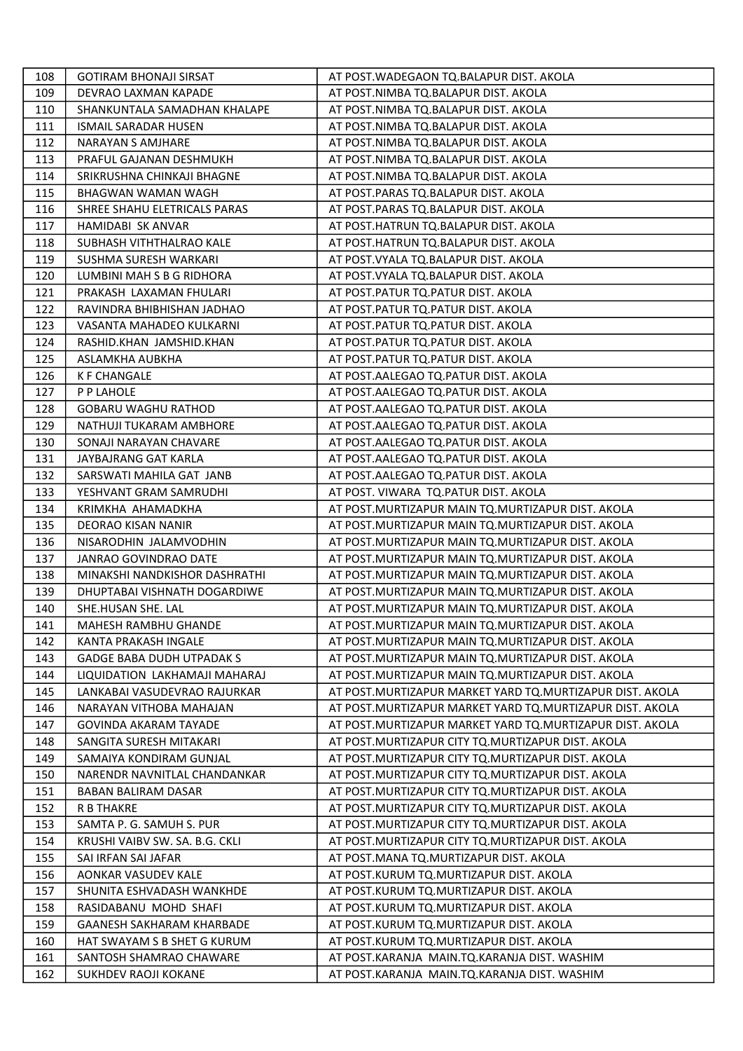| 108 | GOTIRAM BHONAJI SIRSAT | AT POST.WADEGAON TQ.BALAPUR DIST. AKOLA |
|---|---|---|
| 109 | DEVRAO LAXMAN KAPADE | AT POST.NIMBA TQ.BALAPUR DIST. AKOLA |
| 110 | SHANKUNTALA SAMADHAN KHALAPE | AT POST.NIMBA TQ.BALAPUR DIST. AKOLA |
| 111 | ISMAIL SARADAR HUSEN | AT POST.NIMBA TQ.BALAPUR DIST. AKOLA |
| 112 | NARAYAN S AMJHARE | AT POST.NIMBA TQ.BALAPUR DIST. AKOLA |
| 113 | PRAFUL GAJANAN DESHMUKH | AT POST.NIMBA TQ.BALAPUR DIST. AKOLA |
| 114 | SRIKRUSHNA CHINKAJI BHAGNE | AT POST.NIMBA TQ.BALAPUR DIST. AKOLA |
| 115 | BHAGWAN WAMAN WAGH | AT POST.PARAS TQ.BALAPUR DIST. AKOLA |
| 116 | SHREE SHAHU ELETRICALS PARAS | AT POST.PARAS TQ.BALAPUR DIST. AKOLA |
| 117 | HAMIDABI SK ANVAR | AT POST.HATRUN TQ.BALAPUR DIST. AKOLA |
| 118 | SUBHASH VITHTHALRAO KALE | AT POST.HATRUN TQ.BALAPUR DIST. AKOLA |
| 119 | SUSHMA SURESH WARKARI | AT POST.VYALA TQ.BALAPUR DIST. AKOLA |
| 120 | LUMBINI MAH S B G RIDHORA | AT POST.VYALA TQ.BALAPUR DIST. AKOLA |
| 121 | PRAKASH LAXAMAN FHULARI | AT POST.PATUR TQ.PATUR DIST. AKOLA |
| 122 | RAVINDRA BHIBHISHAN JADHAO | AT POST.PATUR TQ.PATUR DIST. AKOLA |
| 123 | VASANTA MAHADEO KULKARNI | AT POST.PATUR TQ.PATUR DIST. AKOLA |
| 124 | RASHID.KHAN JAMSHID.KHAN | AT POST.PATUR TQ.PATUR DIST. AKOLA |
| 125 | ASLAMKHA AUBKHA | AT POST.PATUR TQ.PATUR DIST. AKOLA |
| 126 | K F CHANGALE | AT POST.AALEGAO TQ.PATUR DIST. AKOLA |
| 127 | P P LAHOLE | AT POST.AALEGAO TQ.PATUR DIST. AKOLA |
| 128 | GOBARU WAGHU RATHOD | AT POST.AALEGAO TQ.PATUR DIST. AKOLA |
| 129 | NATHUJI TUKARAM AMBHORE | AT POST.AALEGAO TQ.PATUR DIST. AKOLA |
| 130 | SONAJI NARAYAN CHAVARE | AT POST.AALEGAO TQ.PATUR DIST. AKOLA |
| 131 | JAYBAJRANG GAT KARLA | AT POST.AALEGAO TQ.PATUR DIST. AKOLA |
| 132 | SARSWATI MAHILA GAT JANB | AT POST.AALEGAO TQ.PATUR DIST. AKOLA |
| 133 | YESHVANT GRAM SAMRUDHI | AT POST. VIWARA TQ.PATUR DIST. AKOLA |
| 134 | KRIMKHA AHAMADKHA | AT POST.MURTIZAPUR MAIN TQ.MURTIZAPUR DIST. AKOLA |
| 135 | DEORAO KISAN NANIR | AT POST.MURTIZAPUR MAIN TQ.MURTIZAPUR DIST. AKOLA |
| 136 | NISARODHIN JALAMVODHIN | AT POST.MURTIZAPUR MAIN TQ.MURTIZAPUR DIST. AKOLA |
| 137 | JANRAO GOVINDRAO DATE | AT POST.MURTIZAPUR MAIN TQ.MURTIZAPUR DIST. AKOLA |
| 138 | MINAKSHI NANDKISHOR DASHRATHI | AT POST.MURTIZAPUR MAIN TQ.MURTIZAPUR DIST. AKOLA |
| 139 | DHUPTABAI VISHNATH DOGARDIWE | AT POST.MURTIZAPUR MAIN TQ.MURTIZAPUR DIST. AKOLA |
| 140 | SHE.HUSAN SHE. LAL | AT POST.MURTIZAPUR MAIN TQ.MURTIZAPUR DIST. AKOLA |
| 141 | MAHESH RAMBHU GHANDE | AT POST.MURTIZAPUR MAIN TQ.MURTIZAPUR DIST. AKOLA |
| 142 | KANTA PRAKASH INGALE | AT POST.MURTIZAPUR MAIN TQ.MURTIZAPUR DIST. AKOLA |
| 143 | GADGE BABA DUDH UTPADAK S | AT POST.MURTIZAPUR MAIN TQ.MURTIZAPUR DIST. AKOLA |
| 144 | LIQUIDATION LAKHAMAJI MAHARAJ | AT POST.MURTIZAPUR MAIN TQ.MURTIZAPUR DIST. AKOLA |
| 145 | LANKABAI VASUDEVRAO RAJURKAR | AT POST.MURTIZAPUR MARKET YARD TQ.MURTIZAPUR DIST. AKOLA |
| 146 | NARAYAN VITHOBA MAHAJAN | AT POST.MURTIZAPUR MARKET YARD TQ.MURTIZAPUR DIST. AKOLA |
| 147 | GOVINDA AKARAM TAYADE | AT POST.MURTIZAPUR MARKET YARD TQ.MURTIZAPUR DIST. AKOLA |
| 148 | SANGITA SURESH MITAKARI | AT POST.MURTIZAPUR CITY TQ.MURTIZAPUR DIST. AKOLA |
| 149 | SAMAIYA KONDIRAM GUNJAL | AT POST.MURTIZAPUR CITY TQ.MURTIZAPUR DIST. AKOLA |
| 150 | NARENDR NAVNITLAL CHANDANKAR | AT POST.MURTIZAPUR CITY TQ.MURTIZAPUR DIST. AKOLA |
| 151 | BABAN BALIRAM DASAR | AT POST.MURTIZAPUR CITY TQ.MURTIZAPUR DIST. AKOLA |
| 152 | R B THAKRE | AT POST.MURTIZAPUR CITY TQ.MURTIZAPUR DIST. AKOLA |
| 153 | SAMTA P. G. SAMUH S. PUR | AT POST.MURTIZAPUR CITY TQ.MURTIZAPUR DIST. AKOLA |
| 154 | KRUSHI VAIBV SW. SA. B.G. CKLI | AT POST.MURTIZAPUR CITY TQ.MURTIZAPUR DIST. AKOLA |
| 155 | SAI IRFAN SAI JAFAR | AT POST.MANA TQ.MURTIZAPUR DIST. AKOLA |
| 156 | AONKAR VASUDEV KALE | AT POST.KURUM TQ.MURTIZAPUR DIST. AKOLA |
| 157 | SHUNITA ESHVADASH WANKHDE | AT POST.KURUM TQ.MURTIZAPUR DIST. AKOLA |
| 158 | RASIDABANU MOHD SHAFI | AT POST.KURUM TQ.MURTIZAPUR DIST. AKOLA |
| 159 | GAANESH SAKHARAM KHARBADE | AT POST.KURUM TQ.MURTIZAPUR DIST. AKOLA |
| 160 | HAT SWAYAM S B SHET G KURUM | AT POST.KURUM TQ.MURTIZAPUR DIST. AKOLA |
| 161 | SANTOSH SHAMRAO CHAWARE | AT POST.KARANJA MAIN.TQ.KARANJA DIST. WASHIM |
| 162 | SUKHDEV RAOJI KOKANE | AT POST.KARANJA MAIN.TQ.KARANJA DIST. WASHIM |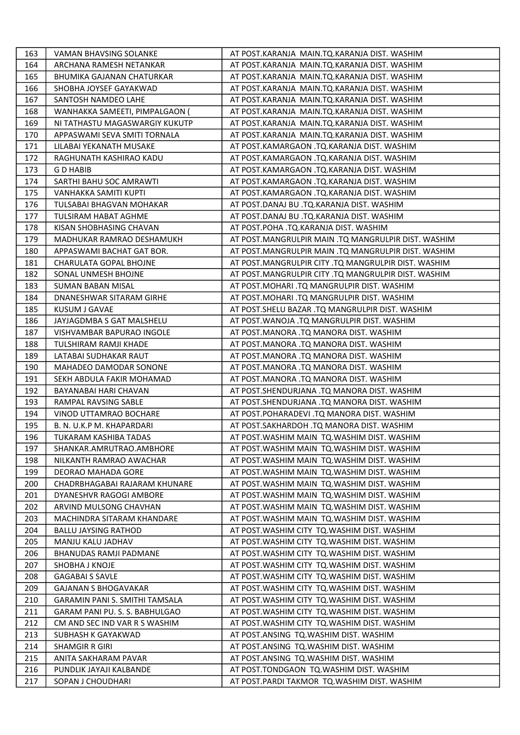| 163 | VAMAN BHAVSING SOLANKE | AT POST.KARANJA MAIN.TQ.KARANJA DIST. WASHIM |
|---|---|---|
| 164 | ARCHANA RAMESH NETANKAR | AT POST.KARANJA MAIN.TQ.KARANJA DIST. WASHIM |
| 165 | BHUMIKA GAJANAN CHATURKAR | AT POST.KARANJA MAIN.TQ.KARANJA DIST. WASHIM |
| 166 | SHOBHA JOYSEF GAYAKWAD | AT POST.KARANJA MAIN.TQ.KARANJA DIST. WASHIM |
| 167 | SANTOSH NAMDEO LAHE | AT POST.KARANJA MAIN.TQ.KARANJA DIST. WASHIM |
| 168 | WANHAKKA SAMEETI, PIMPALGAON ( | AT POST.KARANJA MAIN.TQ.KARANJA DIST. WASHIM |
| 169 | NI TATHASTU MAGASWARGIY KUKUTP | AT POST.KARANJA MAIN.TQ.KARANJA DIST. WASHIM |
| 170 | APPASWAMI SEVA SMITI TORNALA | AT POST.KARANJA MAIN.TQ.KARANJA DIST. WASHIM |
| 171 | LILABAI YEKANATH MUSAKE | AT POST.KAMARGAON .TQ.KARANJA DIST. WASHIM |
| 172 | RAGHUNATH KASHIRAO KADU | AT POST.KAMARGAON .TQ.KARANJA DIST. WASHIM |
| 173 | G D HABIB | AT POST.KAMARGAON .TQ.KARANJA DIST. WASHIM |
| 174 | SARTHI BAHU SOC AMRAWTI | AT POST.KAMARGAON .TQ.KARANJA DIST. WASHIM |
| 175 | VANHAKKA SAMITI KUPTI | AT POST.KAMARGAON .TQ.KARANJA DIST. WASHIM |
| 176 | TULSABAI BHAGVAN MOHAKAR | AT POST.DANAJ BU .TQ.KARANJA DIST. WASHIM |
| 177 | TULSIRAM HABAT AGHME | AT POST.DANAJ BU .TQ.KARANJA DIST. WASHIM |
| 178 | KISAN SHOBHASING CHAVAN | AT POST.POHA .TQ.KARANJA DIST. WASHIM |
| 179 | MADHUKAR RAMRAO DESHAMUKH | AT POST.MANGRULPIR MAIN .TQ MANGRULPIR DIST. WASHIM |
| 180 | APPASWAMI BACHAT GAT BOR. | AT POST.MANGRULPIR MAIN .TQ MANGRULPIR DIST. WASHIM |
| 181 | CHARULATA GOPAL BHOJNE | AT POST.MANGRULPIR CITY .TQ MANGRULPIR DIST. WASHIM |
| 182 | SONAL UNMESH BHOJNE | AT POST.MANGRULPIR CITY .TQ MANGRULPIR DIST. WASHIM |
| 183 | SUMAN BABAN MISAL | AT POST.MOHARI .TQ MANGRULPIR DIST. WASHIM |
| 184 | DNANESHWAR SITARAM GIRHE | AT POST.MOHARI .TQ MANGRULPIR DIST. WASHIM |
| 185 | KUSUM J GAVAE | AT POST.SHELU BAZAR .TQ MANGRULPIR DIST. WASHIM |
| 186 | JAYJAGDMBA S GAT MALSHELU | AT POST.WANOJA .TQ MANGRULPIR DIST. WASHIM |
| 187 | VISHVAMBAR BAPURAO INGOLE | AT POST.MANORA .TQ MANORA DIST. WASHIM |
| 188 | TULSHIRAM RAMJI KHADE | AT POST.MANORA .TQ MANORA DIST. WASHIM |
| 189 | LATABAI SUDHAKAR RAUT | AT POST.MANORA .TQ MANORA DIST. WASHIM |
| 190 | MAHADEO DAMODAR SONONE | AT POST.MANORA .TQ MANORA DIST. WASHIM |
| 191 | SEKH ABDULA FAKIR MOHAMAD | AT POST.MANORA .TQ MANORA DIST. WASHIM |
| 192 | BAYANABAI HARI CHAVAN | AT POST.SHENDURJANA .TQ MANORA DIST. WASHIM |
| 193 | RAMPAL RAVSING SABLE | AT POST.SHENDURJANA .TQ MANORA DIST. WASHIM |
| 194 | VINOD UTTAMRAO BOCHARE | AT POST.POHARADEVI .TQ MANORA DIST. WASHIM |
| 195 | B. N. U.K.P M. KHAPARDARI | AT POST.SAKHARDOH .TQ MANORA DIST. WASHIM |
| 196 | TUKARAM KASHIBA TADAS | AT POST.WASHIM MAIN TQ.WASHIM DIST. WASHIM |
| 197 | SHANKAR.AMRUTRAO.AMBHORE | AT POST.WASHIM MAIN TQ.WASHIM DIST. WASHIM |
| 198 | NILKANTH RAMRAO AWACHAR | AT POST.WASHIM MAIN TQ.WASHIM DIST. WASHIM |
| 199 | DEORAO MAHADA GORE | AT POST.WASHIM MAIN TQ.WASHIM DIST. WASHIM |
| 200 | CHADRBHAGABAI RAJARAM KHUNARE | AT POST.WASHIM MAIN TQ.WASHIM DIST. WASHIM |
| 201 | DYANESHVR RAGOGI AMBORE | AT POST.WASHIM MAIN TQ.WASHIM DIST. WASHIM |
| 202 | ARVIND MULSONG CHAVHAN | AT POST.WASHIM MAIN TQ.WASHIM DIST. WASHIM |
| 203 | MACHINDRA SITARAM KHANDARE | AT POST.WASHIM MAIN TQ.WASHIM DIST. WASHIM |
| 204 | BALLU JAYSING RATHOD | AT POST.WASHIM CITY TQ.WASHIM DIST. WASHIM |
| 205 | MANJU KALU JADHAV | AT POST.WASHIM CITY TQ.WASHIM DIST. WASHIM |
| 206 | BHANUDAS RAMJI PADMANE | AT POST.WASHIM CITY TQ.WASHIM DIST. WASHIM |
| 207 | SHOBHA J KNOJE | AT POST.WASHIM CITY TQ.WASHIM DIST. WASHIM |
| 208 | GAGABAI S SAVLE | AT POST.WASHIM CITY TQ.WASHIM DIST. WASHIM |
| 209 | GAJANAN S BHOGAVAKAR | AT POST.WASHIM CITY TQ.WASHIM DIST. WASHIM |
| 210 | GARAMIN PANI S. SMITHI TAMSALA | AT POST.WASHIM CITY TQ.WASHIM DIST. WASHIM |
| 211 | GARAM PANI PU. S. S. BABHULGAO | AT POST.WASHIM CITY TQ.WASHIM DIST. WASHIM |
| 212 | CM AND SEC IND VAR R S WASHIM | AT POST.WASHIM CITY TQ.WASHIM DIST. WASHIM |
| 213 | SUBHASH K GAYAKWAD | AT POST.ANSING TQ.WASHIM DIST. WASHIM |
| 214 | SHAMGIR R GIRI | AT POST.ANSING TQ.WASHIM DIST. WASHIM |
| 215 | ANITA SAKHARAM PAVAR | AT POST.ANSING TQ.WASHIM DIST. WASHIM |
| 216 | PUNDLIK JAYAJI KALBANDE | AT POST.TONDGAON TQ.WASHIM DIST. WASHIM |
| 217 | SOPAN J CHOUDHARI | AT POST.PARDI TAKMOR TQ.WASHIM DIST. WASHIM |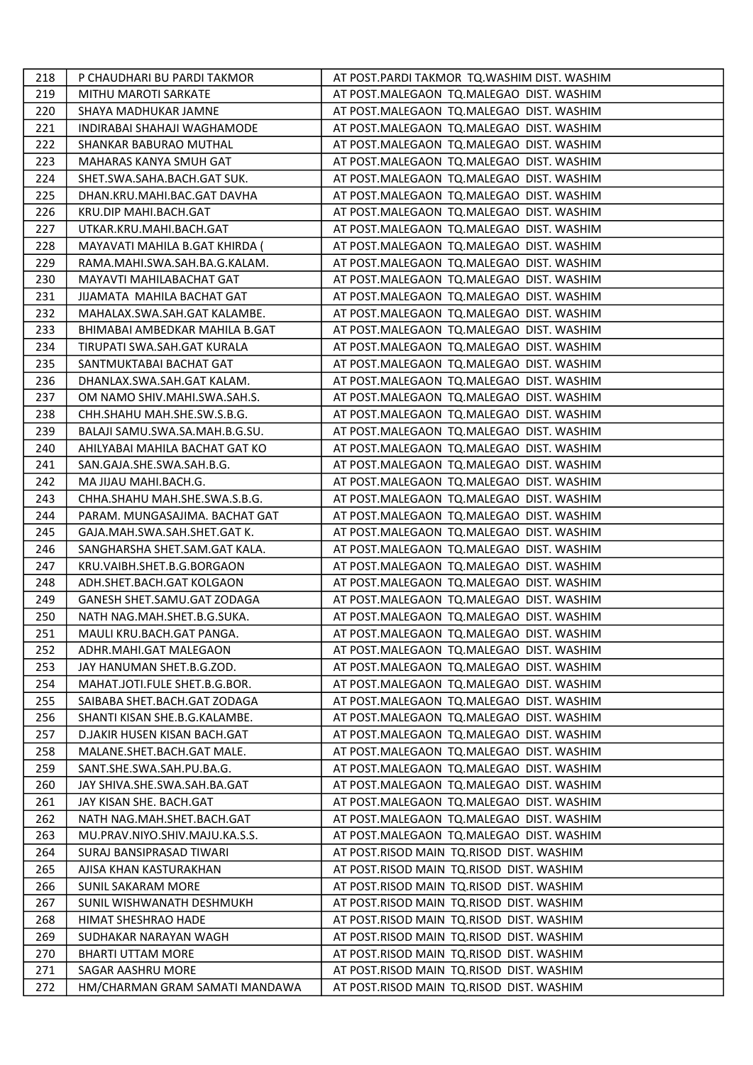| 218 | P CHAUDHARI BU PARDI TAKMOR | AT POST.PARDI TAKMOR TQ.WASHIM DIST. WASHIM |
|---|---|---|
| 219 | MITHU MAROTI SARKATE | AT POST.MALEGAON TQ.MALEGAO DIST. WASHIM |
| 220 | SHAYA MADHUKAR JAMNE | AT POST.MALEGAON TQ.MALEGAO DIST. WASHIM |
| 221 | INDIRABAI SHAHAJI WAGHAMODE | AT POST.MALEGAON TQ.MALEGAO DIST. WASHIM |
| 222 | SHANKAR BABURAO MUTHAL | AT POST.MALEGAON TQ.MALEGAO DIST. WASHIM |
| 223 | MAHARAS KANYA SMUH GAT | AT POST.MALEGAON TQ.MALEGAO DIST. WASHIM |
| 224 | SHET.SWA.SAHA.BACH.GAT SUK. | AT POST.MALEGAON TQ.MALEGAO DIST. WASHIM |
| 225 | DHAN.KRU.MAHI.BAC.GAT DAVHA | AT POST.MALEGAON TQ.MALEGAO DIST. WASHIM |
| 226 | KRU.DIP MAHI.BACH.GAT | AT POST.MALEGAON TQ.MALEGAO DIST. WASHIM |
| 227 | UTKAR.KRU.MAHI.BACH.GAT | AT POST.MALEGAON TQ.MALEGAO DIST. WASHIM |
| 228 | MAYAVATI MAHILA B.GAT KHIRDA ( | AT POST.MALEGAON TQ.MALEGAO DIST. WASHIM |
| 229 | RAMA.MAHI.SWA.SAH.BA.G.KALAM. | AT POST.MALEGAON TQ.MALEGAO DIST. WASHIM |
| 230 | MAYAVTI MAHILABACHAT GAT | AT POST.MALEGAON TQ.MALEGAO DIST. WASHIM |
| 231 | JIJAMATA MAHILA BACHAT GAT | AT POST.MALEGAON TQ.MALEGAO DIST. WASHIM |
| 232 | MAHALAX.SWA.SAH.GAT KALAMBE. | AT POST.MALEGAON TQ.MALEGAO DIST. WASHIM |
| 233 | BHIMABAI AMBEDKAR MAHILA B.GAT | AT POST.MALEGAON TQ.MALEGAO DIST. WASHIM |
| 234 | TIRUPATI SWA.SAH.GAT KURALA | AT POST.MALEGAON TQ.MALEGAO DIST. WASHIM |
| 235 | SANTMUKTABAI BACHAT GAT | AT POST.MALEGAON TQ.MALEGAO DIST. WASHIM |
| 236 | DHANLAX.SWA.SAH.GAT KALAM. | AT POST.MALEGAON TQ.MALEGAO DIST. WASHIM |
| 237 | OM NAMO SHIV.MAHI.SWA.SAH.S. | AT POST.MALEGAON TQ.MALEGAO DIST. WASHIM |
| 238 | CHH.SHAHU MAH.SHE.SW.S.B.G. | AT POST.MALEGAON TQ.MALEGAO DIST. WASHIM |
| 239 | BALAJI SAMU.SWA.SA.MAH.B.G.SU. | AT POST.MALEGAON TQ.MALEGAO DIST. WASHIM |
| 240 | AHILYABAI MAHILA BACHAT GAT KO | AT POST.MALEGAON TQ.MALEGAO DIST. WASHIM |
| 241 | SAN.GAJA.SHE.SWA.SAH.B.G. | AT POST.MALEGAON TQ.MALEGAO DIST. WASHIM |
| 242 | MA JIJAU MAHI.BACH.G. | AT POST.MALEGAON TQ.MALEGAO DIST. WASHIM |
| 243 | CHHA.SHAHU MAH.SHE.SWA.S.B.G. | AT POST.MALEGAON TQ.MALEGAO DIST. WASHIM |
| 244 | PARAM. MUNGASAJIMA. BACHAT GAT | AT POST.MALEGAON TQ.MALEGAO DIST. WASHIM |
| 245 | GAJA.MAH.SWA.SAH.SHET.GAT K. | AT POST.MALEGAON TQ.MALEGAO DIST. WASHIM |
| 246 | SANGHARSHA SHET.SAM.GAT KALA. | AT POST.MALEGAON TQ.MALEGAO DIST. WASHIM |
| 247 | KRU.VAIBH.SHET.B.G.BORGAON | AT POST.MALEGAON TQ.MALEGAO DIST. WASHIM |
| 248 | ADH.SHET.BACH.GAT KOLGAON | AT POST.MALEGAON TQ.MALEGAO DIST. WASHIM |
| 249 | GANESH SHET.SAMU.GAT ZODAGA | AT POST.MALEGAON TQ.MALEGAO DIST. WASHIM |
| 250 | NATH NAG.MAH.SHET.B.G.SUKA. | AT POST.MALEGAON TQ.MALEGAO DIST. WASHIM |
| 251 | MAULI KRU.BACH.GAT PANGA. | AT POST.MALEGAON TQ.MALEGAO DIST. WASHIM |
| 252 | ADHR.MAHI.GAT MALEGAON | AT POST.MALEGAON TQ.MALEGAO DIST. WASHIM |
| 253 | JAY HANUMAN SHET.B.G.ZOD. | AT POST.MALEGAON TQ.MALEGAO DIST. WASHIM |
| 254 | MAHAT.JOTI.FULE SHET.B.G.BOR. | AT POST.MALEGAON TQ.MALEGAO DIST. WASHIM |
| 255 | SAIBABA SHET.BACH.GAT ZODAGA | AT POST.MALEGAON TQ.MALEGAO DIST. WASHIM |
| 256 | SHANTI KISAN SHE.B.G.KALAMBE. | AT POST.MALEGAON TQ.MALEGAO DIST. WASHIM |
| 257 | D.JAKIR HUSEN KISAN BACH.GAT | AT POST.MALEGAON TQ.MALEGAO DIST. WASHIM |
| 258 | MALANE.SHET.BACH.GAT MALE. | AT POST.MALEGAON TQ.MALEGAO DIST. WASHIM |
| 259 | SANT.SHE.SWA.SAH.PU.BA.G. | AT POST.MALEGAON TQ.MALEGAO DIST. WASHIM |
| 260 | JAY SHIVA.SHE.SWA.SAH.BA.GAT | AT POST.MALEGAON TQ.MALEGAO DIST. WASHIM |
| 261 | JAY KISAN SHE. BACH.GAT | AT POST.MALEGAON TQ.MALEGAO DIST. WASHIM |
| 262 | NATH NAG.MAH.SHET.BACH.GAT | AT POST.MALEGAON TQ.MALEGAO DIST. WASHIM |
| 263 | MU.PRAV.NIYO.SHIV.MAJU.KA.S.S. | AT POST.MALEGAON TQ.MALEGAO DIST. WASHIM |
| 264 | SURAJ BANSIPRASAD TIWARI | AT POST.RISOD MAIN TQ.RISOD DIST. WASHIM |
| 265 | AJISA KHAN KASTURAKHAN | AT POST.RISOD MAIN TQ.RISOD DIST. WASHIM |
| 266 | SUNIL SAKARAM MORE | AT POST.RISOD MAIN TQ.RISOD DIST. WASHIM |
| 267 | SUNIL WISHWANATH DESHMUKH | AT POST.RISOD MAIN TQ.RISOD DIST. WASHIM |
| 268 | HIMAT SHESHRAO HADE | AT POST.RISOD MAIN TQ.RISOD DIST. WASHIM |
| 269 | SUDHAKAR NARAYAN WAGH | AT POST.RISOD MAIN TQ.RISOD DIST. WASHIM |
| 270 | BHARTI UTTAM MORE | AT POST.RISOD MAIN TQ.RISOD DIST. WASHIM |
| 271 | SAGAR AASHRU MORE | AT POST.RISOD MAIN TQ.RISOD DIST. WASHIM |
| 272 | HM/CHARMAN GRAM SAMATI MANDAWA | AT POST.RISOD MAIN TQ.RISOD DIST. WASHIM |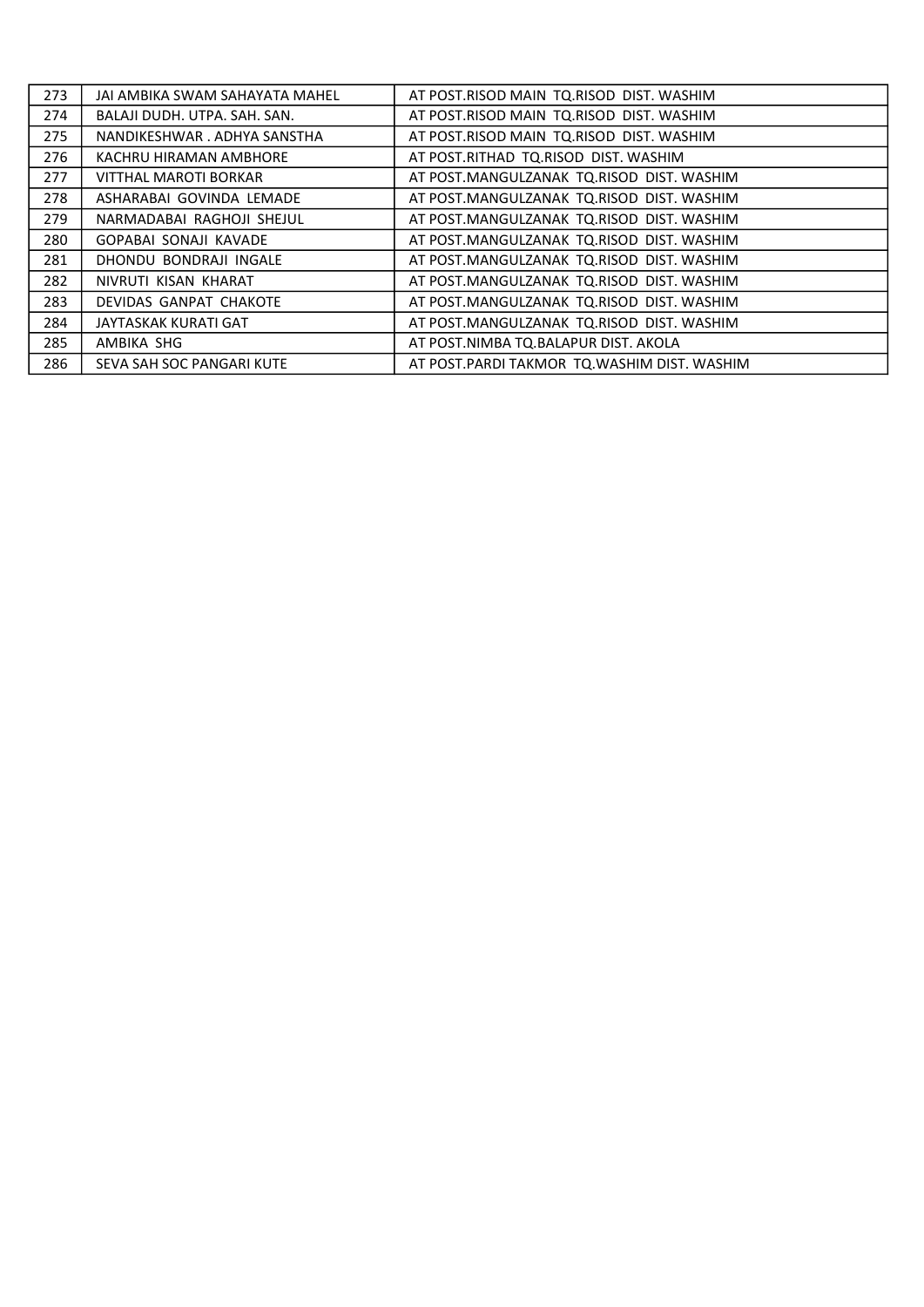| | | |
|---|---|---|
| 273 | JAI AMBIKA SWAM SAHAYATA MAHEL | AT POST.RISOD MAIN TQ.RISOD DIST. WASHIM |
| 274 | BALAJI DUDH. UTPA. SAH. SAN. | AT POST.RISOD MAIN TQ.RISOD DIST. WASHIM |
| 275 | NANDIKESHWAR . ADHYA SANSTHA | AT POST.RISOD MAIN TQ.RISOD DIST. WASHIM |
| 276 | KACHRU HIRAMAN AMBHORE | AT POST.RITHAD TQ.RISOD DIST. WASHIM |
| 277 | VITTHAL MAROTI BORKAR | AT POST.MANGULZANAK TQ.RISOD DIST. WASHIM |
| 278 | ASHARABAI GOVINDA LEMADE | AT POST.MANGULZANAK TQ.RISOD DIST. WASHIM |
| 279 | NARMADABAI RAGHOJI SHEJUL | AT POST.MANGULZANAK TQ.RISOD DIST. WASHIM |
| 280 | GOPABAI SONAJI KAVADE | AT POST.MANGULZANAK TQ.RISOD DIST. WASHIM |
| 281 | DHONDU BONDRAJI INGALE | AT POST.MANGULZANAK TQ.RISOD DIST. WASHIM |
| 282 | NIVRUTI KISAN KHARAT | AT POST.MANGULZANAK TQ.RISOD DIST. WASHIM |
| 283 | DEVIDAS GANPAT CHAKOTE | AT POST.MANGULZANAK TQ.RISOD DIST. WASHIM |
| 284 | JAYTASKAK KURATI GAT | AT POST.MANGULZANAK TQ.RISOD DIST. WASHIM |
| 285 | AMBIKA SHG | AT POST.NIMBA TQ.BALAPUR DIST. AKOLA |
| 286 | SEVA SAH SOC PANGARI KUTE | AT POST.PARDI TAKMOR TQ.WASHIM DIST. WASHIM |